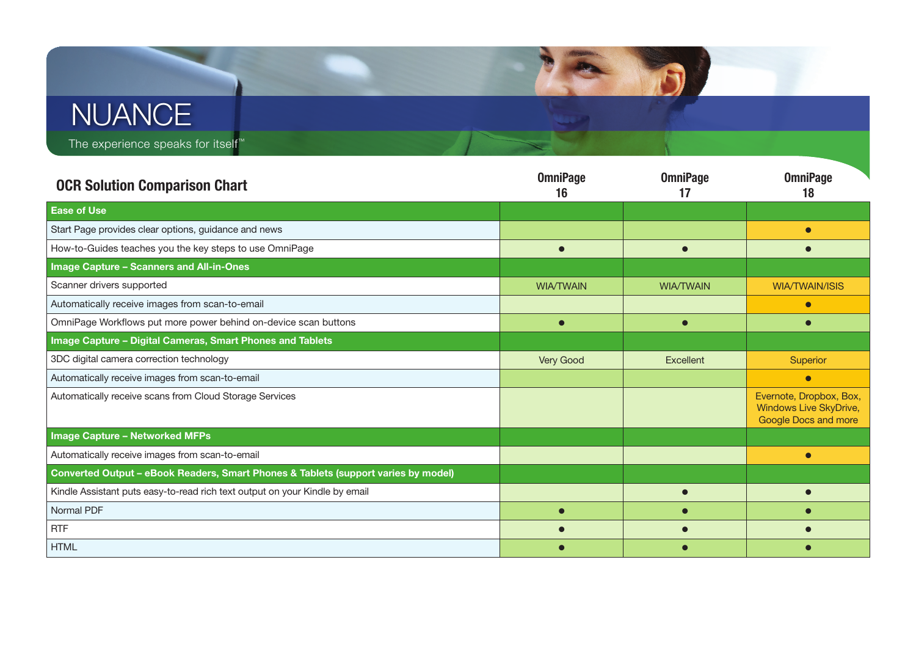NUANCE

The experience speaks for itself™

## OCR Solution Comparison Chart

| | OmniPage 16 | OmniPage 17 | OmniPage 18 |
|---|---|---|---|
| **Ease of Use** | | | |
| Start Page provides clear options, guidance and news | | | ● |
| How-to-Guides teaches you the key steps to use OmniPage | ● | ● | ● |
| **Image Capture – Scanners and All-in-Ones** | | | |
| Scanner drivers supported | WIA/TWAIN | WIA/TWAIN | WIA/TWAIN/ISIS |
| Automatically receive images from scan-to-email | | | ● |
| OmniPage Workflows put more power behind on-device scan buttons | ● | ● | ● |
| **Image Capture – Digital Cameras, Smart Phones and Tablets** | | | |
| 3DC digital camera correction technology | Very Good | Excellent | Superior |
| Automatically receive images from scan-to-email | | | ● |
| Automatically receive scans from Cloud Storage Services | | | Evernote, Dropbox, Box, Windows Live SkyDrive, Google Docs and more |
| **Image Capture – Networked MFPs** | | | |
| Automatically receive images from scan-to-email | | | ● |
| **Converted Output – eBook Readers, Smart Phones & Tablets (support varies by model)** | | | |
| Kindle Assistant puts easy-to-read rich text output on your Kindle by email | | ● | ● |
| Normal PDF | ● | ● | ● |
| RTF | ● | ● | ● |
| HTML | ● | ● | ● |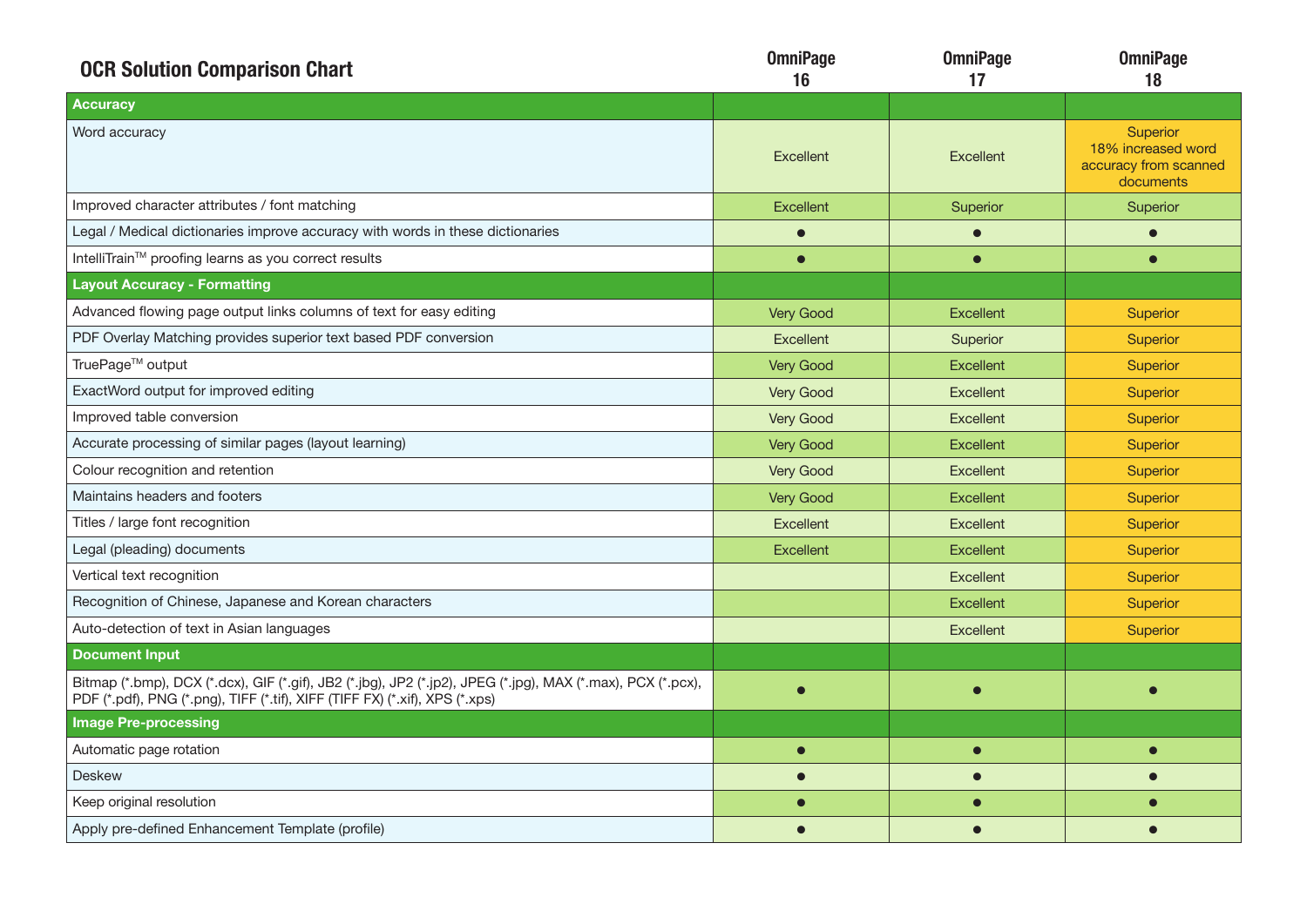## OCR Solution Comparison Chart

| | OmniPage 16 | OmniPage 17 | OmniPage 18 |
|---|---|---|---|
| **Accuracy** | | | |
| Word accuracy | Excellent | Excellent | Superior 18% increased word accuracy from scanned documents |
| Improved character attributes / font matching | Excellent | Superior | Superior |
| Legal / Medical dictionaries improve accuracy with words in these dictionaries | ● | ● | ● |
| IntelliTrain™ proofing learns as you correct results | ● | ● | ● |
| **Layout Accuracy - Formatting** | | | |
| Advanced flowing page output links columns of text for easy editing | Very Good | Excellent | Superior |
| PDF Overlay Matching provides superior text based PDF conversion | Excellent | Superior | Superior |
| TruePage™ output | Very Good | Excellent | Superior |
| ExactWord output for improved editing | Very Good | Excellent | Superior |
| Improved table conversion | Very Good | Excellent | Superior |
| Accurate processing of similar pages (layout learning) | Very Good | Excellent | Superior |
| Colour recognition and retention | Very Good | Excellent | Superior |
| Maintains headers and footers | Very Good | Excellent | Superior |
| Titles / large font recognition | Excellent | Excellent | Superior |
| Legal (pleading) documents | Excellent | Excellent | Superior |
| Vertical text recognition | | Excellent | Superior |
| Recognition of Chinese, Japanese and Korean characters | | Excellent | Superior |
| Auto-detection of text in Asian languages | | Excellent | Superior |
| **Document Input** | | | |
| Bitmap (*.bmp), DCX (*.dcx), GIF (*.gif), JB2 (*.jbg), JP2 (*.jp2), JPEG (*.jpg), MAX (*.max), PCX (*.pcx), PDF (*.pdf), PNG (*.png), TIFF (*.tif), XIFF (TIFF FX) (*.xif), XPS (*.xps) | ● | ● | ● |
| **Image Pre-processing** | | | |
| Automatic page rotation | ● | ● | ● |
| Deskew | ● | ● | ● |
| Keep original resolution | ● | ● | ● |
| Apply pre-defined Enhancement Template (profile) | ● | ● | ● |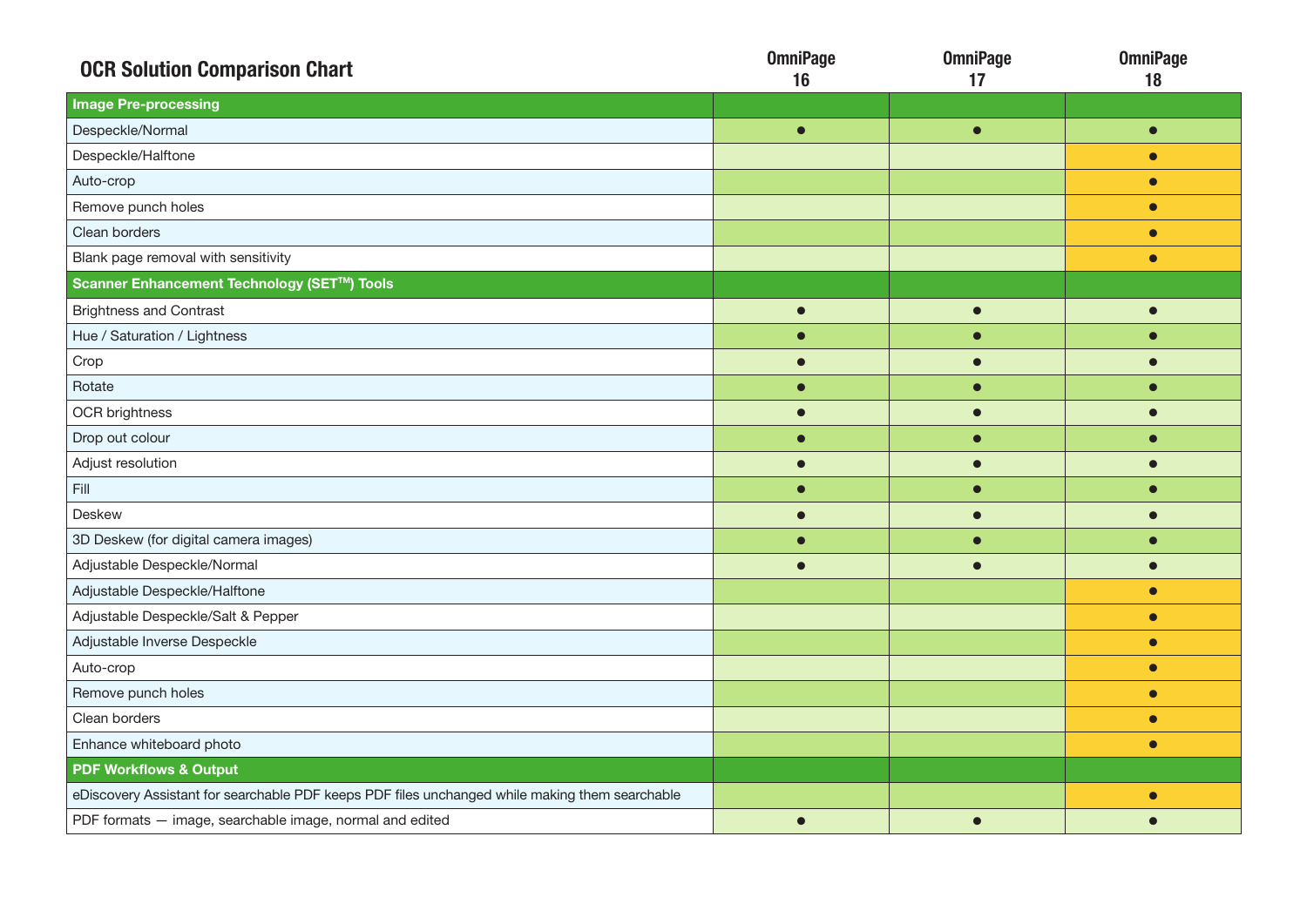## OCR Solution Comparison Chart

| | OmniPage 16 | OmniPage 17 | OmniPage 18 |
|---|---|---|---|
| **Image Pre-processing** | | | |
| Despeckle/Normal | ● | ● | ● |
| Despeckle/Halftone | | | ● |
| Auto-crop | | | ● |
| Remove punch holes | | | ● |
| Clean borders | | | ● |
| Blank page removal with sensitivity | | | ● |
| **Scanner Enhancement Technology (SET™) Tools** | | | |
| Brightness and Contrast | ● | ● | ● |
| Hue / Saturation / Lightness | ● | ● | ● |
| Crop | ● | ● | ● |
| Rotate | ● | ● | ● |
| OCR brightness | ● | ● | ● |
| Drop out colour | ● | ● | ● |
| Adjust resolution | ● | ● | ● |
| Fill | ● | ● | ● |
| Deskew | ● | ● | ● |
| 3D Deskew (for digital camera images) | ● | ● | ● |
| Adjustable Despeckle/Normal | ● | ● | ● |
| Adjustable Despeckle/Halftone | | | ● |
| Adjustable Despeckle/Salt & Pepper | | | ● |
| Adjustable Inverse Despeckle | | | ● |
| Auto-crop | | | ● |
| Remove punch holes | | | ● |
| Clean borders | | | ● |
| Enhance whiteboard photo | | | ● |
| **PDF Workflows & Output** | | | |
| eDiscovery Assistant for searchable PDF keeps PDF files unchanged while making them searchable | | | ● |
| PDF formats — image, searchable image, normal and edited | ● | ● | ● |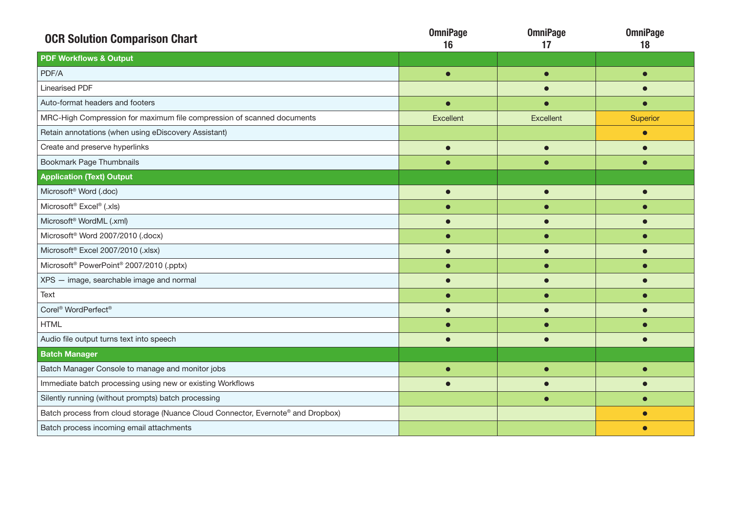## OCR Solution Comparison Chart

| | OmniPage 16 | OmniPage 17 | OmniPage 18 |
|---|---|---|---|
| **PDF Workflows & Output** | | | |
| PDF/A | ● | ● | ● |
| Linearised PDF | | ● | ● |
| Auto-format headers and footers | ● | ● | ● |
| MRC-High Compression for maximum file compression of scanned documents | Excellent | Excellent | Superior |
| Retain annotations (when using eDiscovery Assistant) | | | ● |
| Create and preserve hyperlinks | ● | ● | ● |
| Bookmark Page Thumbnails | ● | ● | ● |
| **Application (Text) Output** | | | |
| Microsoft® Word (.doc) | ● | ● | ● |
| Microsoft® Excel® (.xls) | ● | ● | ● |
| Microsoft® WordML (.xml) | ● | ● | ● |
| Microsoft® Word 2007/2010 (.docx) | ● | ● | ● |
| Microsoft® Excel 2007/2010 (.xlsx) | ● | ● | ● |
| Microsoft® PowerPoint® 2007/2010 (.pptx) | ● | ● | ● |
| XPS — image, searchable image and normal | ● | ● | ● |
| Text | ● | ● | ● |
| Corel® WordPerfect® | ● | ● | ● |
| HTML | ● | ● | ● |
| Audio file output turns text into speech | ● | ● | ● |
| **Batch Manager** | | | |
| Batch Manager Console to manage and monitor jobs | ● | ● | ● |
| Immediate batch processing using new or existing Workflows | ● | ● | ● |
| Silently running (without prompts) batch processing | | ● | ● |
| Batch process from cloud storage (Nuance Cloud Connector, Evernote® and Dropbox) | | | ● |
| Batch process incoming email attachments | | | ● |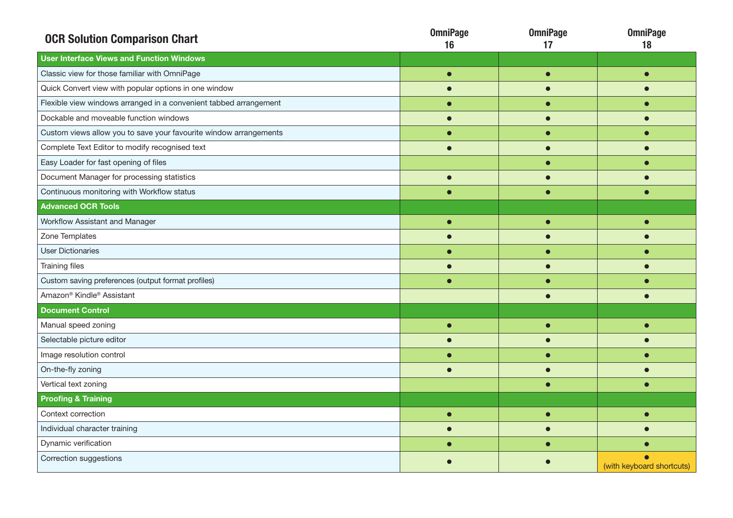## OCR Solution Comparison Chart

| | OmniPage 16 | OmniPage 17 | OmniPage 18 |
|---|---|---|---|
| **User Interface Views and Function Windows** | | | |
| Classic view for those familiar with OmniPage | ● | ● | ● |
| Quick Convert view with popular options in one window | ● | ● | ● |
| Flexible view windows arranged in a convenient tabbed arrangement | ● | ● | ● |
| Dockable and moveable function windows | ● | ● | ● |
| Custom views allow you to save your favourite window arrangements | ● | ● | ● |
| Complete Text Editor to modify recognised text | ● | ● | ● |
| Easy Loader for fast opening of files | | ● | ● |
| Document Manager for processing statistics | ● | ● | ● |
| Continuous monitoring with Workflow status | ● | ● | ● |
| **Advanced OCR Tools** | | | |
| Workflow Assistant and Manager | ● | ● | ● |
| Zone Templates | ● | ● | ● |
| User Dictionaries | ● | ● | ● |
| Training files | ● | ● | ● |
| Custom saving preferences (output format profiles) | ● | ● | ● |
| Amazon® Kindle® Assistant | | ● | ● |
| **Document Control** | | | |
| Manual speed zoning | ● | ● | ● |
| Selectable picture editor | ● | ● | ● |
| Image resolution control | ● | ● | ● |
| On-the-fly zoning | ● | ● | ● |
| Vertical text zoning | | ● | ● |
| **Proofing & Training** | | | |
| Context correction | ● | ● | ● |
| Individual character training | ● | ● | ● |
| Dynamic verification | ● | ● | ● |
| Correction suggestions | ● | ● | ● (with keyboard shortcuts) |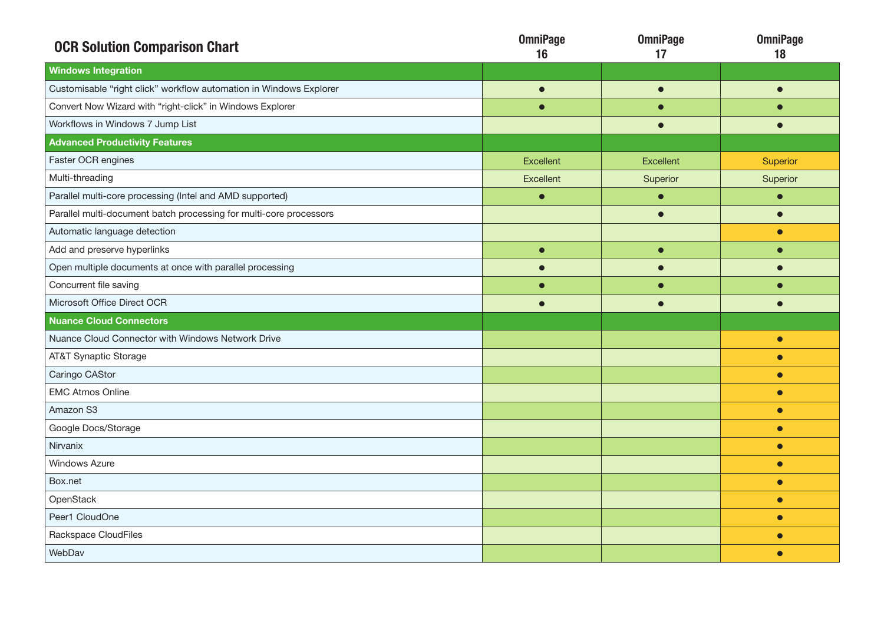## OCR Solution Comparison Chart

| | OmniPage 16 | OmniPage 17 | OmniPage 18 |
|---|---|---|---|
| **Windows Integration** | | | |
| Customisable “right click” workflow automation in Windows Explorer | ● | ● | ● |
| Convert Now Wizard with “right-click” in Windows Explorer | ● | ● | ● |
| Workflows in Windows 7 Jump List | | ● | ● |
| **Advanced Productivity Features** | | | |
| Faster OCR engines | Excellent | Excellent | Superior |
| Multi-threading | Excellent | Superior | Superior |
| Parallel multi-core processing (Intel and AMD supported) | ● | ● | ● |
| Parallel multi-document batch processing for multi-core processors | | ● | ● |
| Automatic language detection | | | ● |
| Add and preserve hyperlinks | ● | ● | ● |
| Open multiple documents at once with parallel processing | ● | ● | ● |
| Concurrent file saving | ● | ● | ● |
| Microsoft Office Direct OCR | ● | ● | ● |
| **Nuance Cloud Connectors** | | | |
| Nuance Cloud Connector with Windows Network Drive | | | ● |
| AT&T Synaptic Storage | | | ● |
| Caringo CAStor | | | ● |
| EMC Atmos Online | | | ● |
| Amazon S3 | | | ● |
| Google Docs/Storage | | | ● |
| Nirvanix | | | ● |
| Windows Azure | | | ● |
| Box.net | | | ● |
| OpenStack | | | ● |
| Peer1 CloudOne | | | ● |
| Rackspace CloudFiles | | | ● |
| WebDav | | | ● |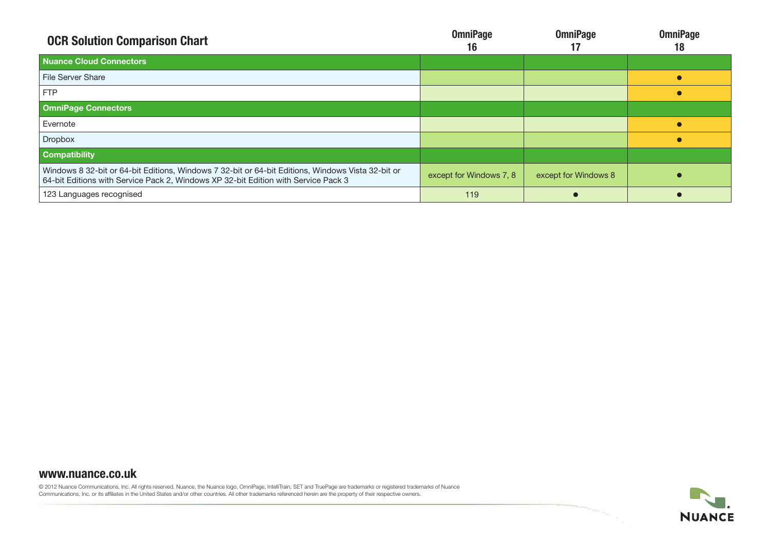## OCR Solution Comparison Chart

| | OmniPage 16 | OmniPage 17 | OmniPage 18 |
|---|---|---|---|
| **Nuance Cloud Connectors** | | | |
| File Server Share | | | ● |
| FTP | | | ● |
| **OmniPage Connectors** | | | |
| Evernote | | | ● |
| Dropbox | | | ● |
| **Compatibility** | | | |
| Windows 8 32-bit or 64-bit Editions, Windows 7 32-bit or 64-bit Editions, Windows Vista 32-bit or 64-bit Editions with Service Pack 2, Windows XP 32-bit Edition with Service Pack 3 | except for Windows 7, 8 | except for Windows 8 | ● |
| 123 Languages recognised | 119 | ● | ● |

**www.nuance.co.uk**

© 2012 Nuance Communications, Inc. All rights reserved. Nuance, the Nuance logo, OmniPage, IntelliTrain, SET and TruePage are trademarks or registered trademarks of Nuance Communications, Inc. or its affiliates in the United States and/or other countries. All other trademarks referenced herein are the property of their respective owners.

NUANCE